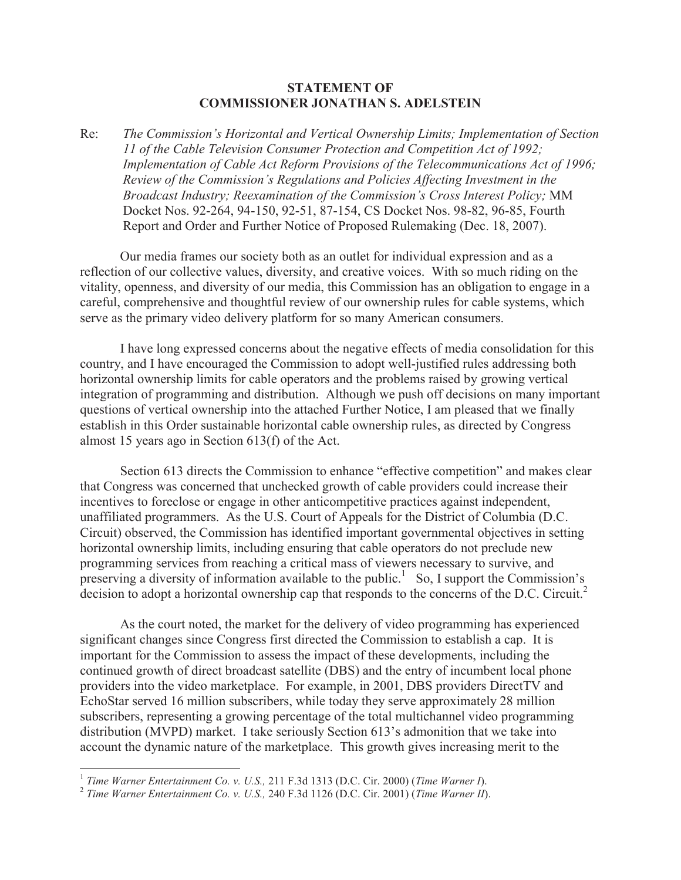**STATEMENT OF**
**COMMISSIONER JONATHAN S. ADELSTEIN**

Re: *The Commission's Horizontal and Vertical Ownership Limits; Implementation of Section 11 of the Cable Television Consumer Protection and Competition Act of 1992; Implementation of Cable Act Reform Provisions of the Telecommunications Act of 1996; Review of the Commission's Regulations and Policies Affecting Investment in the Broadcast Industry; Reexamination of the Commission's Cross Interest Policy;* MM Docket Nos. 92-264, 94-150, 92-51, 87-154, CS Docket Nos. 98-82, 96-85, Fourth Report and Order and Further Notice of Proposed Rulemaking (Dec. 18, 2007).

Our media frames our society both as an outlet for individual expression and as a reflection of our collective values, diversity, and creative voices. With so much riding on the vitality, openness, and diversity of our media, this Commission has an obligation to engage in a careful, comprehensive and thoughtful review of our ownership rules for cable systems, which serve as the primary video delivery platform for so many American consumers.

I have long expressed concerns about the negative effects of media consolidation for this country, and I have encouraged the Commission to adopt well-justified rules addressing both horizontal ownership limits for cable operators and the problems raised by growing vertical integration of programming and distribution. Although we push off decisions on many important questions of vertical ownership into the attached Further Notice, I am pleased that we finally establish in this Order sustainable horizontal cable ownership rules, as directed by Congress almost 15 years ago in Section 613(f) of the Act.

Section 613 directs the Commission to enhance "effective competition" and makes clear that Congress was concerned that unchecked growth of cable providers could increase their incentives to foreclose or engage in other anticompetitive practices against independent, unaffiliated programmers. As the U.S. Court of Appeals for the District of Columbia (D.C. Circuit) observed, the Commission has identified important governmental objectives in setting horizontal ownership limits, including ensuring that cable operators do not preclude new programming services from reaching a critical mass of viewers necessary to survive, and preserving a diversity of information available to the public.[1] So, I support the Commission's decision to adopt a horizontal ownership cap that responds to the concerns of the D.C. Circuit.[2]

As the court noted, the market for the delivery of video programming has experienced significant changes since Congress first directed the Commission to establish a cap. It is important for the Commission to assess the impact of these developments, including the continued growth of direct broadcast satellite (DBS) and the entry of incumbent local phone providers into the video marketplace. For example, in 2001, DBS providers DirectTV and EchoStar served 16 million subscribers, while today they serve approximately 28 million subscribers, representing a growing percentage of the total multichannel video programming distribution (MVPD) market. I take seriously Section 613's admonition that we take into account the dynamic nature of the marketplace. This growth gives increasing merit to the

---

[1] *Time Warner Entertainment Co. v. U.S.,* 211 F.3d 1313 (D.C. Cir. 2000) (*Time Warner I*).

[2] *Time Warner Entertainment Co. v. U.S.,* 240 F.3d 1126 (D.C. Cir. 2001) (*Time Warner II*).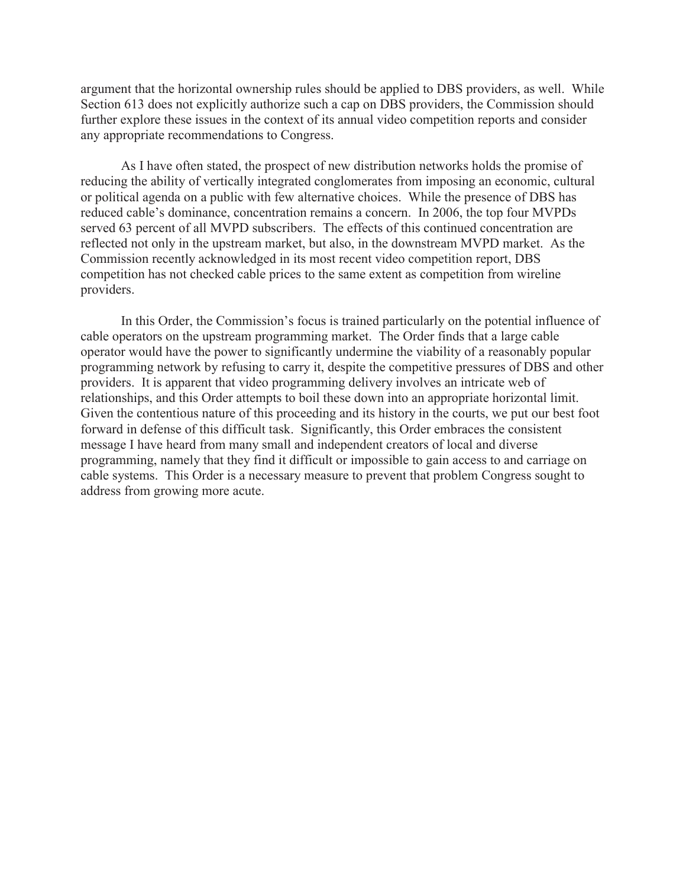argument that the horizontal ownership rules should be applied to DBS providers, as well. While Section 613 does not explicitly authorize such a cap on DBS providers, the Commission should further explore these issues in the context of its annual video competition reports and consider any appropriate recommendations to Congress.

As I have often stated, the prospect of new distribution networks holds the promise of reducing the ability of vertically integrated conglomerates from imposing an economic, cultural or political agenda on a public with few alternative choices. While the presence of DBS has reduced cable's dominance, concentration remains a concern. In 2006, the top four MVPDs served 63 percent of all MVPD subscribers. The effects of this continued concentration are reflected not only in the upstream market, but also, in the downstream MVPD market. As the Commission recently acknowledged in its most recent video competition report, DBS competition has not checked cable prices to the same extent as competition from wireline providers.

In this Order, the Commission's focus is trained particularly on the potential influence of cable operators on the upstream programming market. The Order finds that a large cable operator would have the power to significantly undermine the viability of a reasonably popular programming network by refusing to carry it, despite the competitive pressures of DBS and other providers. It is apparent that video programming delivery involves an intricate web of relationships, and this Order attempts to boil these down into an appropriate horizontal limit. Given the contentious nature of this proceeding and its history in the courts, we put our best foot forward in defense of this difficult task. Significantly, this Order embraces the consistent message I have heard from many small and independent creators of local and diverse programming, namely that they find it difficult or impossible to gain access to and carriage on cable systems. This Order is a necessary measure to prevent that problem Congress sought to address from growing more acute.